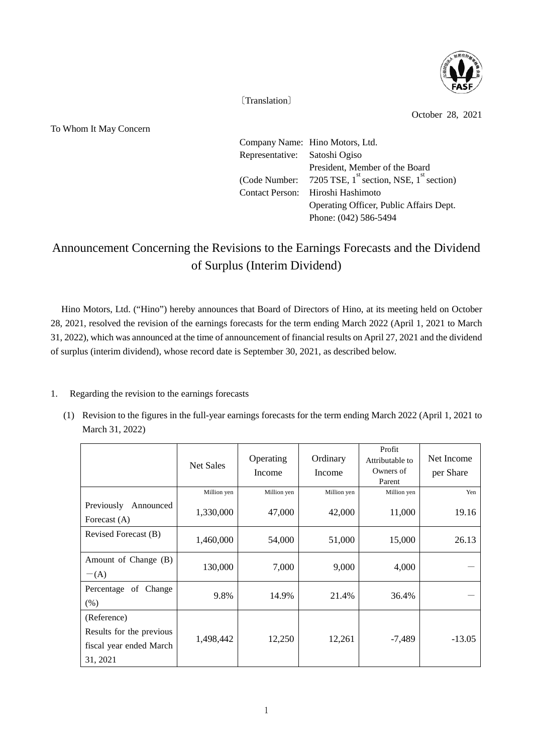〔Translation〕

October 28, 2021

To Whom It May Concern

Company Name: Hino Motors, Ltd.
Representative: Satoshi Ogiso
President, Member of the Board
(Code Number: 7205 TSE, 1st section, NSE, 1st section)
Contact Person: Hiroshi Hashimoto
Operating Officer, Public Affairs Dept.
Phone: (042) 586-5494

# Announcement Concerning the Revisions to the Earnings Forecasts and the Dividend of Surplus (Interim Dividend)

Hino Motors, Ltd. ("Hino") hereby announces that Board of Directors of Hino, at its meeting held on October 28, 2021, resolved the revision of the earnings forecasts for the term ending March 2022 (April 1, 2021 to March 31, 2022), which was announced at the time of announcement of financial results on April 27, 2021 and the dividend of surplus (interim dividend), whose record date is September 30, 2021, as described below.

1. Regarding the revision to the earnings forecasts

(1) Revision to the figures in the full-year earnings forecasts for the term ending March 2022 (April 1, 2021 to March 31, 2022)

| | Net Sales | Operating Income | Ordinary Income | Profit Attributable to Owners of Parent | Net Income per Share |
|---|---|---|---|---|---|
| | Million yen | Million yen | Million yen | Million yen | Yen |
| Previously Announced Forecast (A) | 1,330,000 | 47,000 | 42,000 | 11,000 | 19.16 |
| Revised Forecast (B) | 1,460,000 | 54,000 | 51,000 | 15,000 | 26.13 |
| Amount of Change (B) −(A) | 130,000 | 7,000 | 9,000 | 4,000 | — |
| Percentage of Change (%) | 9.8% | 14.9% | 21.4% | 36.4% | — |
| (Reference) Results for the previous fiscal year ended March 31, 2021 | 1,498,442 | 12,250 | 12,261 | -7,489 | -13.05 |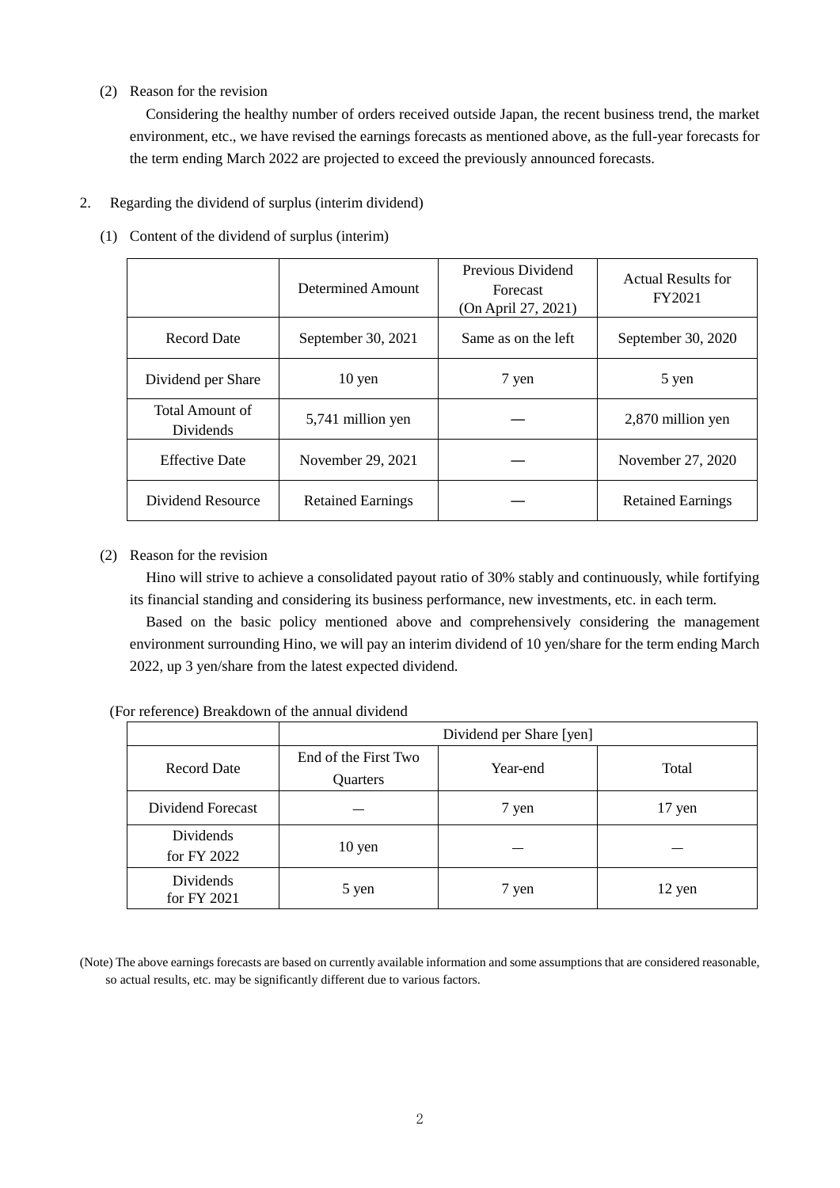(2) Reason for the revision

Considering the healthy number of orders received outside Japan, the recent business trend, the market environment, etc., we have revised the earnings forecasts as mentioned above, as the full-year forecasts for the term ending March 2022 are projected to exceed the previously announced forecasts.

2. Regarding the dividend of surplus (interim dividend)

(1) Content of the dividend of surplus (interim)

| | Determined Amount | Previous Dividend Forecast (On April 27, 2021) | Actual Results for FY2021 |
|---|---|---|---|
| Record Date | September 30, 2021 | Same as on the left | September 30, 2020 |
| Dividend per Share | 10 yen | 7 yen | 5 yen |
| Total Amount of Dividends | 5,741 million yen | — | 2,870 million yen |
| Effective Date | November 29, 2021 | — | November 27, 2020 |
| Dividend Resource | Retained Earnings | — | Retained Earnings |

(2) Reason for the revision

Hino will strive to achieve a consolidated payout ratio of 30% stably and continuously, while fortifying its financial standing and considering its business performance, new investments, etc. in each term.

Based on the basic policy mentioned above and comprehensively considering the management environment surrounding Hino, we will pay an interim dividend of 10 yen/share for the term ending March 2022, up 3 yen/share from the latest expected dividend.

(For reference) Breakdown of the annual dividend

| | Dividend per Share [yen] | | |
|---|---|---|---|
| Record Date | End of the First Two Quarters | Year-end | Total |
| Dividend Forecast | — | 7 yen | 17 yen |
| Dividends for FY 2022 | 10 yen | — | — |
| Dividends for FY 2021 | 5 yen | 7 yen | 12 yen |

(Note) The above earnings forecasts are based on currently available information and some assumptions that are considered reasonable, so actual results, etc. may be significantly different due to various factors.